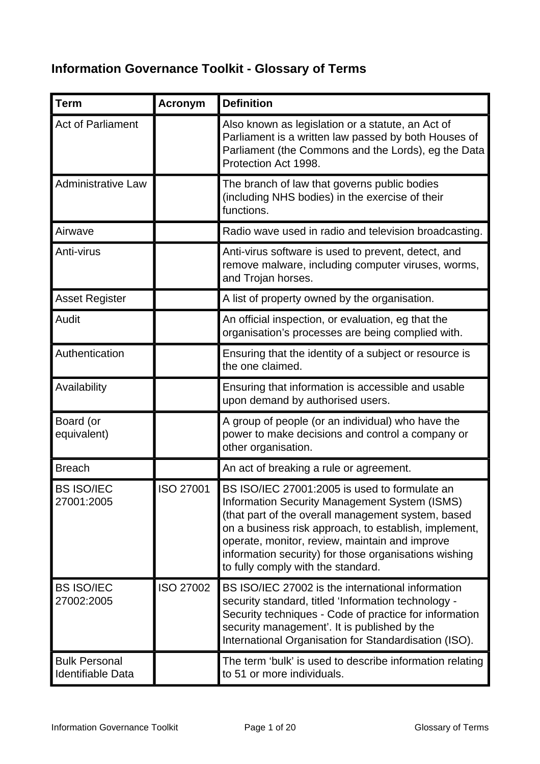## Information Governance Toolkit - Glossary of Terms

| Term | Acronym | Definition |
| --- | --- | --- |
| Act of Parliament | | Also known as legislation or a statute, an Act of Parliament is a written law passed by both Houses of Parliament (the Commons and the Lords), eg the Data Protection Act 1998. |
| Administrative Law | | The branch of law that governs public bodies (including NHS bodies) in the exercise of their functions. |
| Airwave | | Radio wave used in radio and television broadcasting. |
| Anti-virus | | Anti-virus software is used to prevent, detect, and remove malware, including computer viruses, worms, and Trojan horses. |
| Asset Register | | A list of property owned by the organisation. |
| Audit | | An official inspection, or evaluation, eg that the organisation's processes are being complied with. |
| Authentication | | Ensuring that the identity of a subject or resource is the one claimed. |
| Availability | | Ensuring that information is accessible and usable upon demand by authorised users. |
| Board (or equivalent) | | A group of people (or an individual) who have the power to make decisions and control a company or other organisation. |
| Breach | | An act of breaking a rule or agreement. |
| BS ISO/IEC 27001:2005 | ISO 27001 | BS ISO/IEC 27001:2005 is used to formulate an Information Security Management System (ISMS) (that part of the overall management system, based on a business risk approach, to establish, implement, operate, monitor, review, maintain and improve information security) for those organisations wishing to fully comply with the standard. |
| BS ISO/IEC 27002:2005 | ISO 27002 | BS ISO/IEC 27002 is the international information security standard, titled 'Information technology - Security techniques - Code of practice for information security management'. It is published by the International Organisation for Standardisation (ISO). |
| Bulk Personal Identifiable Data | | The term 'bulk' is used to describe information relating to 51 or more individuals. |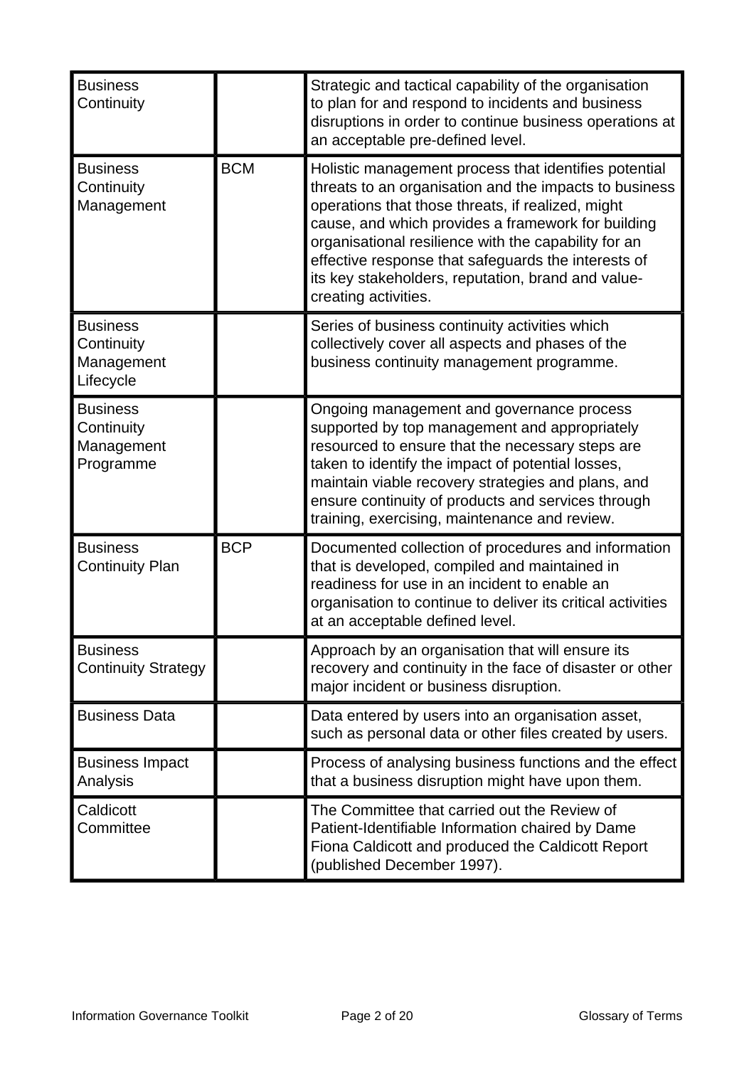| Term | Abbreviation | Definition |
|---|---|---|
| Business Continuity | | Strategic and tactical capability of the organisation to plan for and respond to incidents and business disruptions in order to continue business operations at an acceptable pre-defined level. |
| Business Continuity Management | BCM | Holistic management process that identifies potential threats to an organisation and the impacts to business operations that those threats, if realized, might cause, and which provides a framework for building organisational resilience with the capability for an effective response that safeguards the interests of its key stakeholders, reputation, brand and value-creating activities. |
| Business Continuity Management Lifecycle | | Series of business continuity activities which collectively cover all aspects and phases of the business continuity management programme. |
| Business Continuity Management Programme | | Ongoing management and governance process supported by top management and appropriately resourced to ensure that the necessary steps are taken to identify the impact of potential losses, maintain viable recovery strategies and plans, and ensure continuity of products and services through training, exercising, maintenance and review. |
| Business Continuity Plan | BCP | Documented collection of procedures and information that is developed, compiled and maintained in readiness for use in an incident to enable an organisation to continue to deliver its critical activities at an acceptable defined level. |
| Business Continuity Strategy | | Approach by an organisation that will ensure its recovery and continuity in the face of disaster or other major incident or business disruption. |
| Business Data | | Data entered by users into an organisation asset, such as personal data or other files created by users. |
| Business Impact Analysis | | Process of analysing business functions and the effect that a business disruption might have upon them. |
| Caldicott Committee | | The Committee that carried out the Review of Patient-Identifiable Information chaired by Dame Fiona Caldicott and produced the Caldicott Report (published December 1997). |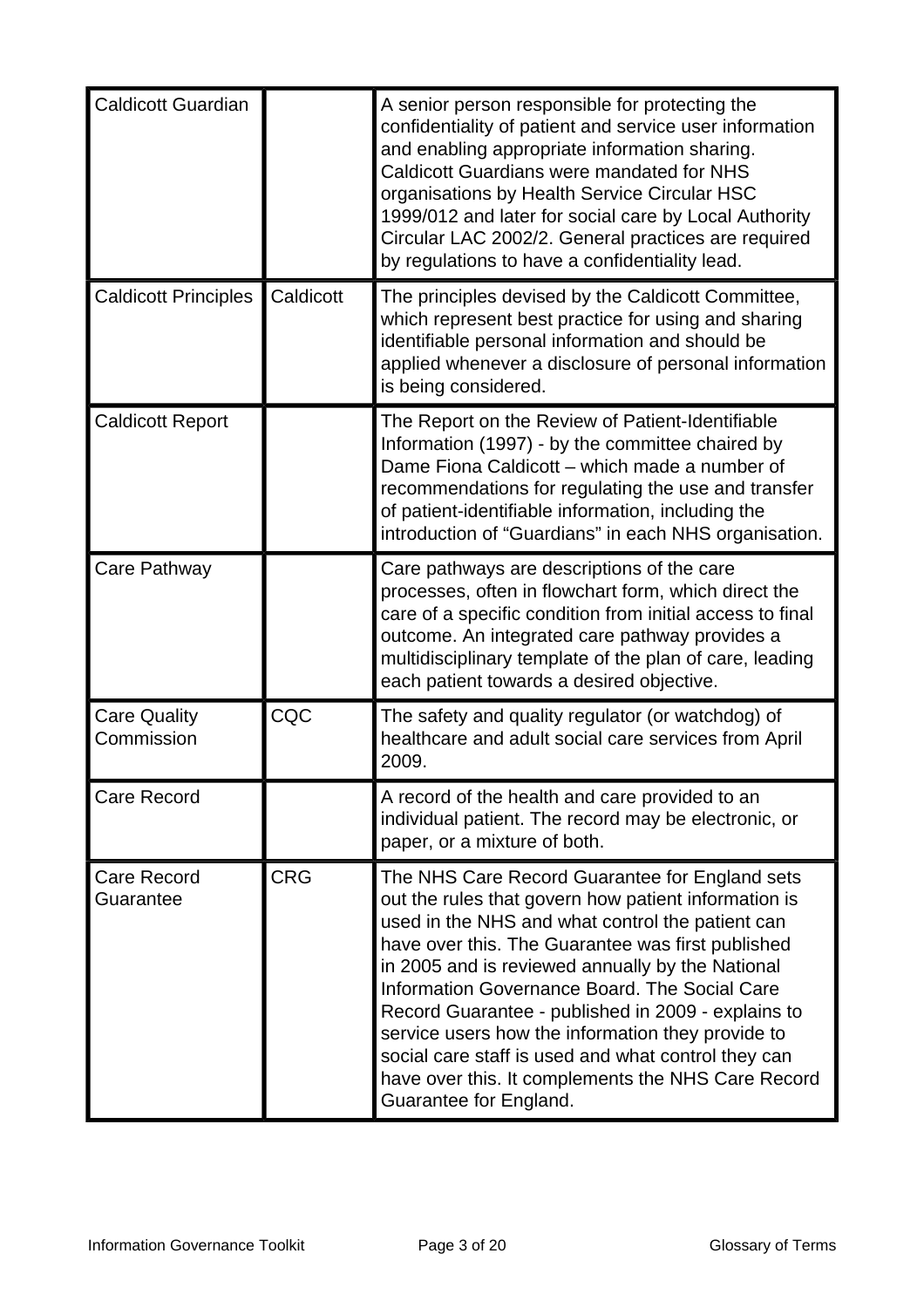| Term | Abbreviation | Definition |
|---|---|---|
| Caldicott Guardian | | A senior person responsible for protecting the confidentiality of patient and service user information and enabling appropriate information sharing. Caldicott Guardians were mandated for NHS organisations by Health Service Circular HSC 1999/012 and later for social care by Local Authority Circular LAC 2002/2. General practices are required by regulations to have a confidentiality lead. |
| Caldicott Principles | Caldicott | The principles devised by the Caldicott Committee, which represent best practice for using and sharing identifiable personal information and should be applied whenever a disclosure of personal information is being considered. |
| Caldicott Report | | The Report on the Review of Patient-Identifiable Information (1997) - by the committee chaired by Dame Fiona Caldicott – which made a number of recommendations for regulating the use and transfer of patient-identifiable information, including the introduction of "Guardians" in each NHS organisation. |
| Care Pathway | | Care pathways are descriptions of the care processes, often in flowchart form, which direct the care of a specific condition from initial access to final outcome. An integrated care pathway provides a multidisciplinary template of the plan of care, leading each patient towards a desired objective. |
| Care Quality Commission | CQC | The safety and quality regulator (or watchdog) of healthcare and adult social care services from April 2009. |
| Care Record | | A record of the health and care provided to an individual patient. The record may be electronic, or paper, or a mixture of both. |
| Care Record Guarantee | CRG | The NHS Care Record Guarantee for England sets out the rules that govern how patient information is used in the NHS and what control the patient can have over this. The Guarantee was first published in 2005 and is reviewed annually by the National Information Governance Board. The Social Care Record Guarantee - published in 2009 - explains to service users how the information they provide to social care staff is used and what control they can have over this. It complements the NHS Care Record Guarantee for England. |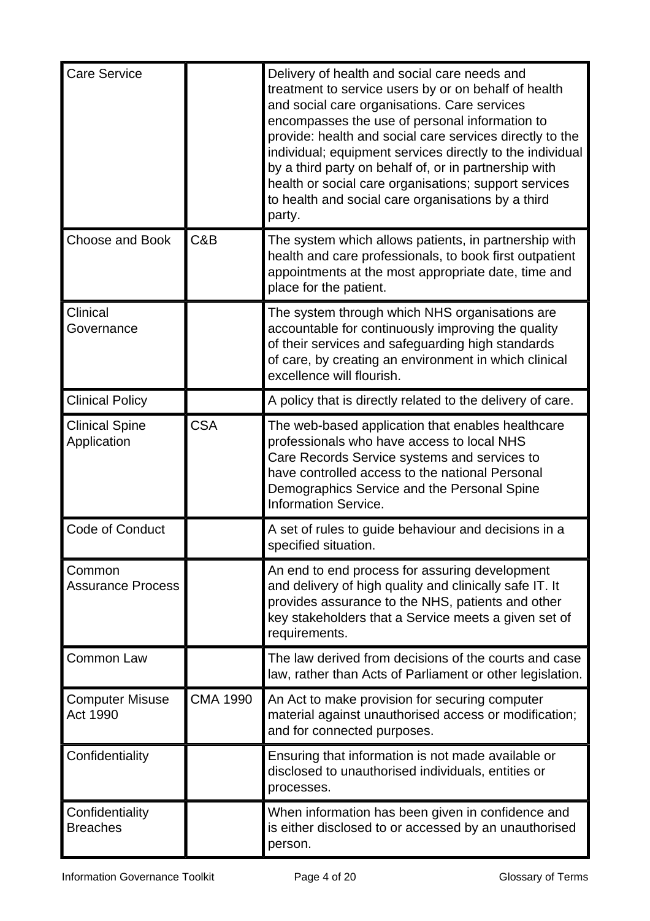| Term | Acronym | Definition |
|---|---|---|
| Care Service | | Delivery of health and social care needs and treatment to service users by or on behalf of health and social care organisations. Care services encompasses the use of personal information to provide: health and social care services directly to the individual; equipment services directly to the individual by a third party on behalf of, or in partnership with health or social care organisations; support services to health and social care organisations by a third party. |
| Choose and Book | C&B | The system which allows patients, in partnership with health and care professionals, to book first outpatient appointments at the most appropriate date, time and place for the patient. |
| Clinical Governance | | The system through which NHS organisations are accountable for continuously improving the quality of their services and safeguarding high standards of care, by creating an environment in which clinical excellence will flourish. |
| Clinical Policy | | A policy that is directly related to the delivery of care. |
| Clinical Spine Application | CSA | The web-based application that enables healthcare professionals who have access to local NHS Care Records Service systems and services to have controlled access to the national Personal Demographics Service and the Personal Spine Information Service. |
| Code of Conduct | | A set of rules to guide behaviour and decisions in a specified situation. |
| Common Assurance Process | | An end to end process for assuring development and delivery of high quality and clinically safe IT. It provides assurance to the NHS, patients and other key stakeholders that a Service meets a given set of requirements. |
| Common Law | | The law derived from decisions of the courts and case law, rather than Acts of Parliament or other legislation. |
| Computer Misuse Act 1990 | CMA 1990 | An Act to make provision for securing computer material against unauthorised access or modification; and for connected purposes. |
| Confidentiality | | Ensuring that information is not made available or disclosed to unauthorised individuals, entities or processes. |
| Confidentiality Breaches | | When information has been given in confidence and is either disclosed to or accessed by an unauthorised person. |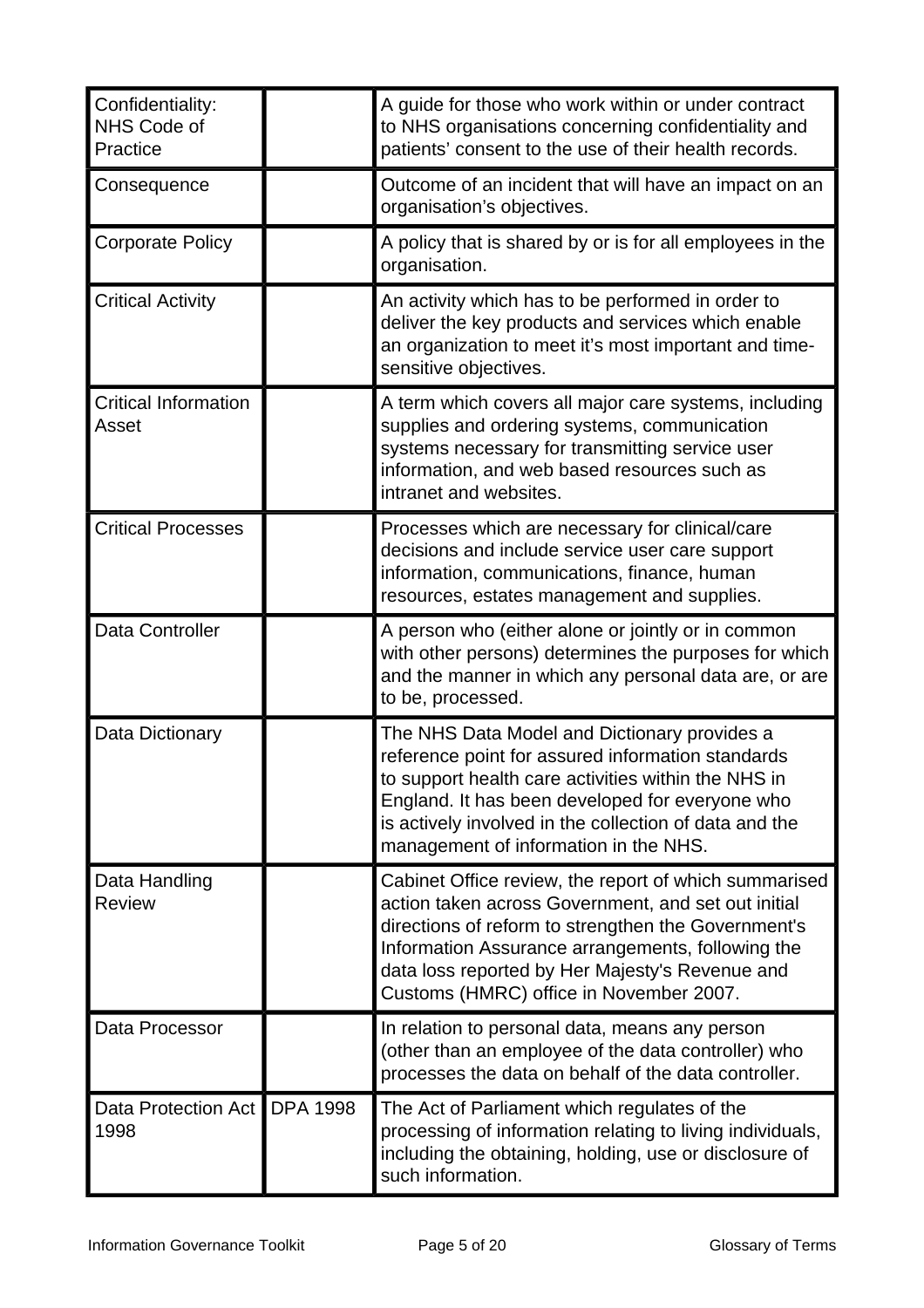| Confidentiality: NHS Code of Practice | | A guide for those who work within or under contract to NHS organisations concerning confidentiality and patients' consent to the use of their health records. |
|---|---|---|
| Consequence | | Outcome of an incident that will have an impact on an organisation's objectives. |
| Corporate Policy | | A policy that is shared by or is for all employees in the organisation. |
| Critical Activity | | An activity which has to be performed in order to deliver the key products and services which enable an organization to meet it's most important and time-sensitive objectives. |
| Critical Information Asset | | A term which covers all major care systems, including supplies and ordering systems, communication systems necessary for transmitting service user information, and web based resources such as intranet and websites. |
| Critical Processes | | Processes which are necessary for clinical/care decisions and include service user care support information, communications, finance, human resources, estates management and supplies. |
| Data Controller | | A person who (either alone or jointly or in common with other persons) determines the purposes for which and the manner in which any personal data are, or are to be, processed. |
| Data Dictionary | | The NHS Data Model and Dictionary provides a reference point for assured information standards to support health care activities within the NHS in England. It has been developed for everyone who is actively involved in the collection of data and the management of information in the NHS. |
| Data Handling Review | | Cabinet Office review, the report of which summarised action taken across Government, and set out initial directions of reform to strengthen the Government's Information Assurance arrangements, following the data loss reported by Her Majesty's Revenue and Customs (HMRC) office in November 2007. |
| Data Processor | | In relation to personal data, means any person (other than an employee of the data controller) who processes the data on behalf of the data controller. |
| Data Protection Act 1998 | DPA 1998 | The Act of Parliament which regulates of the processing of information relating to living individuals, including the obtaining, holding, use or disclosure of such information. |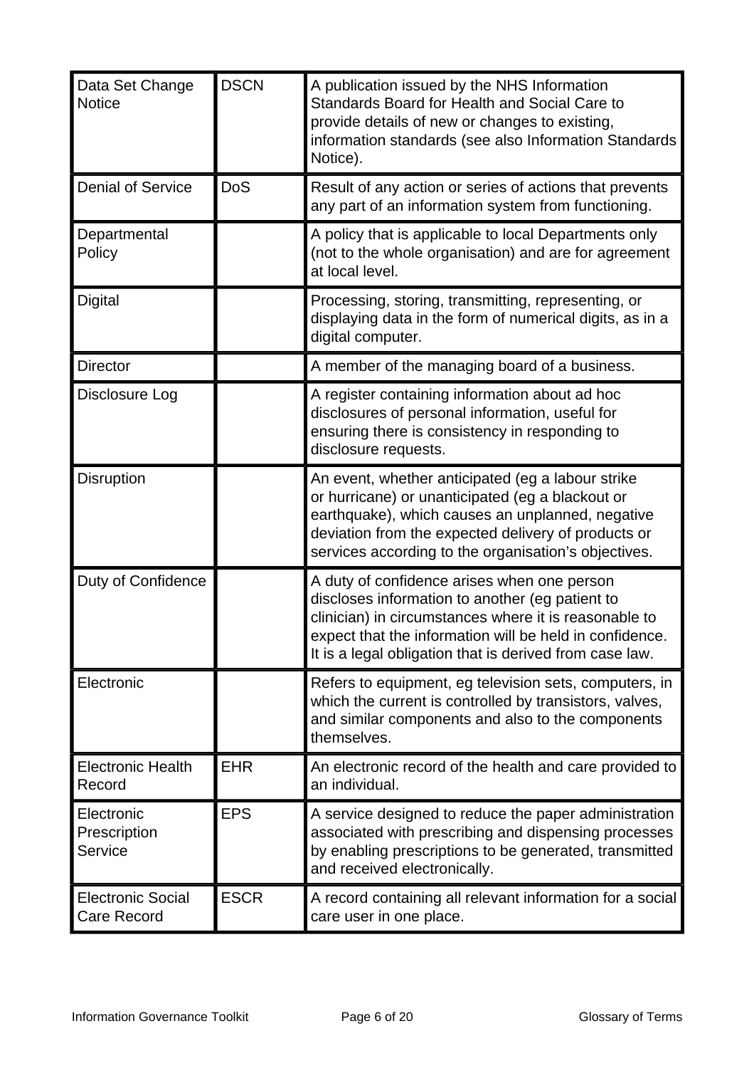| Data Set Change Notice | DSCN | A publication issued by the NHS Information Standards Board for Health and Social Care to provide details of new or changes to existing, information standards (see also Information Standards Notice). |
|---|---|---|
| Denial of Service | DoS | Result of any action or series of actions that prevents any part of an information system from functioning. |
| Departmental Policy | | A policy that is applicable to local Departments only (not to the whole organisation) and are for agreement at local level. |
| Digital | | Processing, storing, transmitting, representing, or displaying data in the form of numerical digits, as in a digital computer. |
| Director | | A member of the managing board of a business. |
| Disclosure Log | | A register containing information about ad hoc disclosures of personal information, useful for ensuring there is consistency in responding to disclosure requests. |
| Disruption | | An event, whether anticipated (eg a labour strike or hurricane) or unanticipated (eg a blackout or earthquake), which causes an unplanned, negative deviation from the expected delivery of products or services according to the organisation's objectives. |
| Duty of Confidence | | A duty of confidence arises when one person discloses information to another (eg patient to clinician) in circumstances where it is reasonable to expect that the information will be held in confidence. It is a legal obligation that is derived from case law. |
| Electronic | | Refers to equipment, eg television sets, computers, in which the current is controlled by transistors, valves, and similar components and also to the components themselves. |
| Electronic Health Record | EHR | An electronic record of the health and care provided to an individual. |
| Electronic Prescription Service | EPS | A service designed to reduce the paper administration associated with prescribing and dispensing processes by enabling prescriptions to be generated, transmitted and received electronically. |
| Electronic Social Care Record | ESCR | A record containing all relevant information for a social care user in one place. |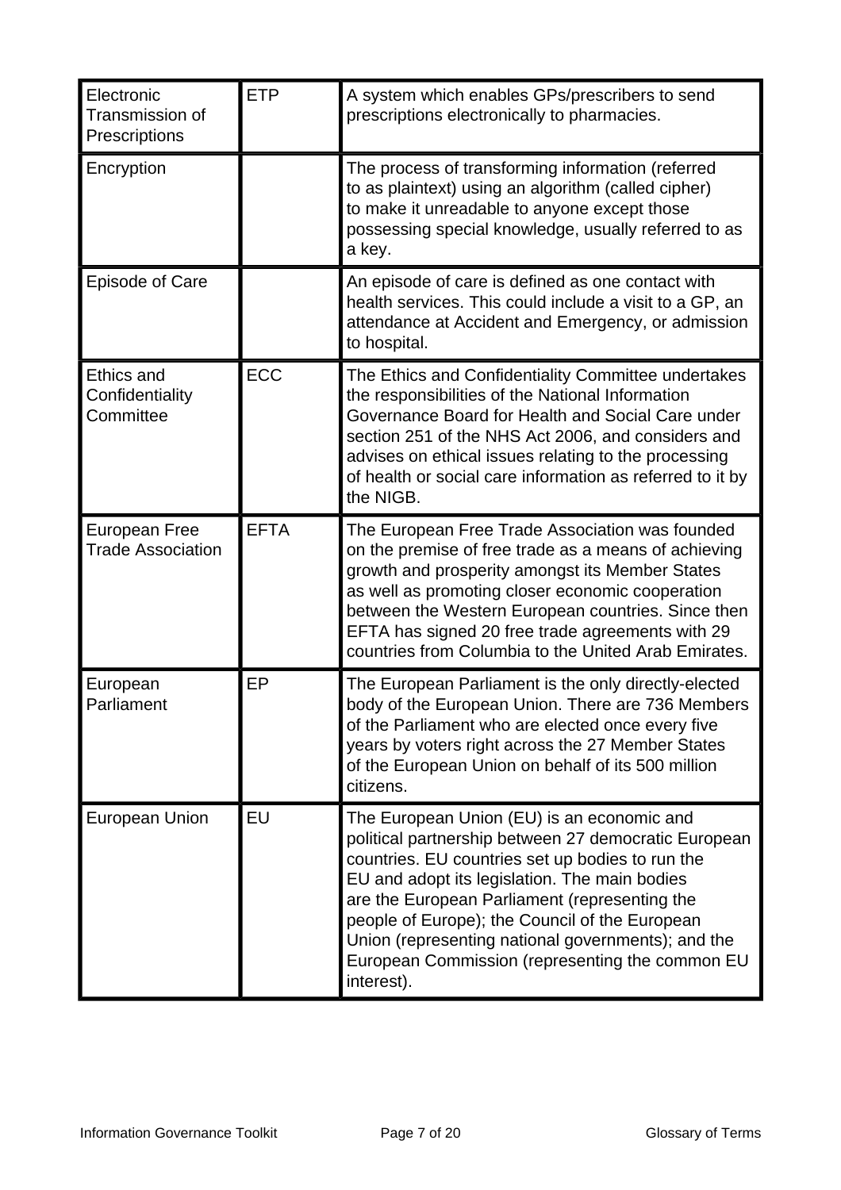| Term | Acronym | Definition |
|---|---|---|
| Electronic Transmission of Prescriptions | ETP | A system which enables GPs/prescribers to send prescriptions electronically to pharmacies. |
| Encryption | | The process of transforming information (referred to as plaintext) using an algorithm (called cipher) to make it unreadable to anyone except those possessing special knowledge, usually referred to as a key. |
| Episode of Care | | An episode of care is defined as one contact with health services. This could include a visit to a GP, an attendance at Accident and Emergency, or admission to hospital. |
| Ethics and Confidentiality Committee | ECC | The Ethics and Confidentiality Committee undertakes the responsibilities of the National Information Governance Board for Health and Social Care under section 251 of the NHS Act 2006, and considers and advises on ethical issues relating to the processing of health or social care information as referred to it by the NIGB. |
| European Free Trade Association | EFTA | The European Free Trade Association was founded on the premise of free trade as a means of achieving growth and prosperity amongst its Member States as well as promoting closer economic cooperation between the Western European countries. Since then EFTA has signed 20 free trade agreements with 29 countries from Columbia to the United Arab Emirates. |
| European Parliament | EP | The European Parliament is the only directly-elected body of the European Union. There are 736 Members of the Parliament who are elected once every five years by voters right across the 27 Member States of the European Union on behalf of its 500 million citizens. |
| European Union | EU | The European Union (EU) is an economic and political partnership between 27 democratic European countries. EU countries set up bodies to run the EU and adopt its legislation. The main bodies are the European Parliament (representing the people of Europe); the Council of the European Union (representing national governments); and the European Commission (representing the common EU interest). |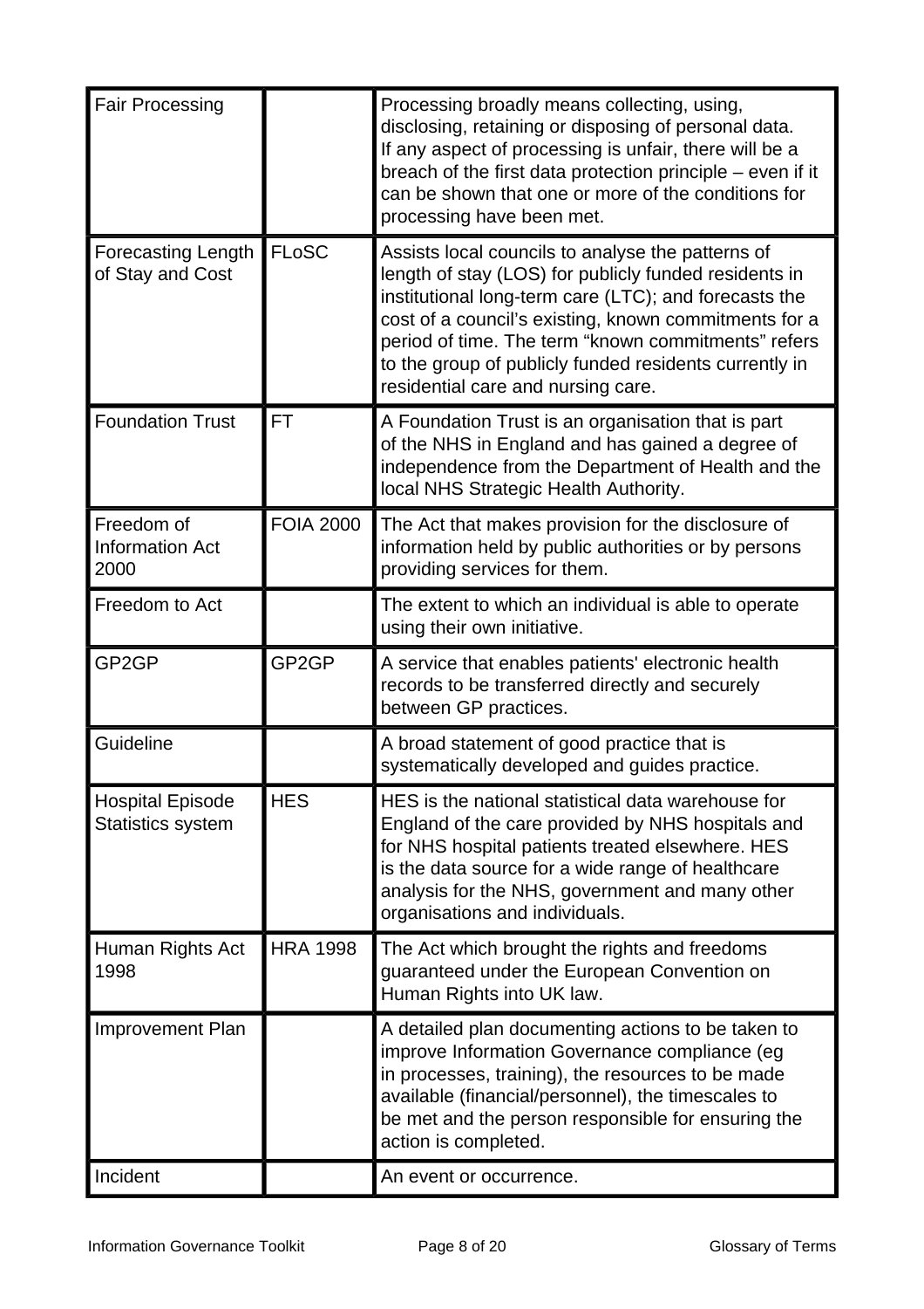| | | |
|---|---|---|
| Fair Processing | | Processing broadly means collecting, using, disclosing, retaining or disposing of personal data. If any aspect of processing is unfair, there will be a breach of the first data protection principle – even if it can be shown that one or more of the conditions for processing have been met. |
| Forecasting Length of Stay and Cost | FLoSC | Assists local councils to analyse the patterns of length of stay (LOS) for publicly funded residents in institutional long-term care (LTC); and forecasts the cost of a council's existing, known commitments for a period of time. The term "known commitments" refers to the group of publicly funded residents currently in residential care and nursing care. |
| Foundation Trust | FT | A Foundation Trust is an organisation that is part of the NHS in England and has gained a degree of independence from the Department of Health and the local NHS Strategic Health Authority. |
| Freedom of Information Act 2000 | FOIA 2000 | The Act that makes provision for the disclosure of information held by public authorities or by persons providing services for them. |
| Freedom to Act | | The extent to which an individual is able to operate using their own initiative. |
| GP2GP | GP2GP | A service that enables patients' electronic health records to be transferred directly and securely between GP practices. |
| Guideline | | A broad statement of good practice that is systematically developed and guides practice. |
| Hospital Episode Statistics system | HES | HES is the national statistical data warehouse for England of the care provided by NHS hospitals and for NHS hospital patients treated elsewhere. HES is the data source for a wide range of healthcare analysis for the NHS, government and many other organisations and individuals. |
| Human Rights Act 1998 | HRA 1998 | The Act which brought the rights and freedoms guaranteed under the European Convention on Human Rights into UK law. |
| Improvement Plan | | A detailed plan documenting actions to be taken to improve Information Governance compliance (eg in processes, training), the resources to be made available (financial/personnel), the timescales to be met and the person responsible for ensuring the action is completed. |
| Incident | | An event or occurrence. |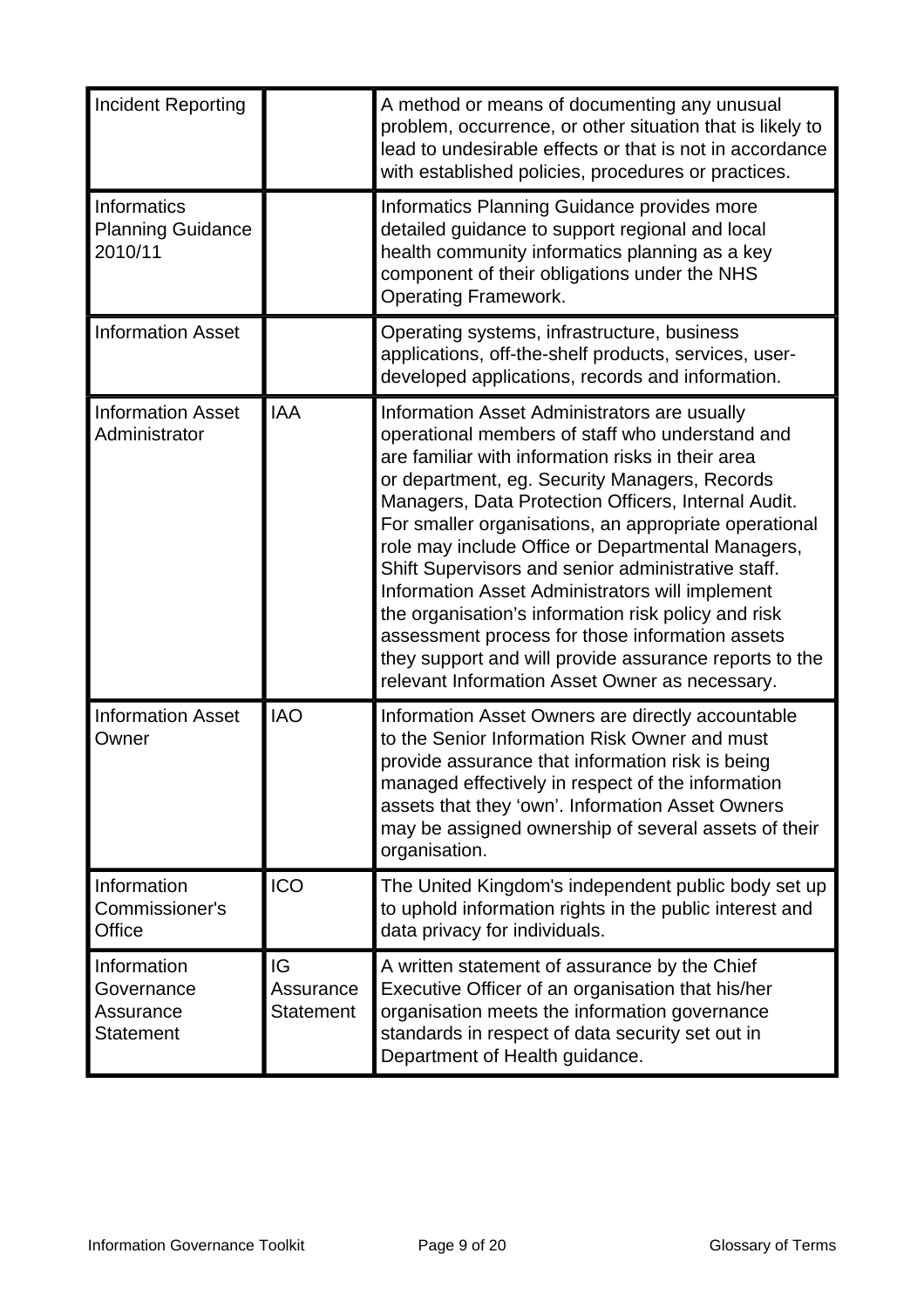| | | |
|---|---|---|
| Incident Reporting | | A method or means of documenting any unusual problem, occurrence, or other situation that is likely to lead to undesirable effects or that is not in accordance with established policies, procedures or practices. |
| Informatics Planning Guidance 2010/11 | | Informatics Planning Guidance provides more detailed guidance to support regional and local health community informatics planning as a key component of their obligations under the NHS Operating Framework. |
| Information Asset | | Operating systems, infrastructure, business applications, off-the-shelf products, services, user-developed applications, records and information. |
| Information Asset Administrator | IAA | Information Asset Administrators are usually operational members of staff who understand and are familiar with information risks in their area or department, eg. Security Managers, Records Managers, Data Protection Officers, Internal Audit. For smaller organisations, an appropriate operational role may include Office or Departmental Managers, Shift Supervisors and senior administrative staff. Information Asset Administrators will implement the organisation's information risk policy and risk assessment process for those information assets they support and will provide assurance reports to the relevant Information Asset Owner as necessary. |
| Information Asset Owner | IAO | Information Asset Owners are directly accountable to the Senior Information Risk Owner and must provide assurance that information risk is being managed effectively in respect of the information assets that they 'own'. Information Asset Owners may be assigned ownership of several assets of their organisation. |
| Information Commissioner's Office | ICO | The United Kingdom's independent public body set up to uphold information rights in the public interest and data privacy for individuals. |
| Information Governance Assurance Statement | IG Assurance Statement | A written statement of assurance by the Chief Executive Officer of an organisation that his/her organisation meets the information governance standards in respect of data security set out in Department of Health guidance. |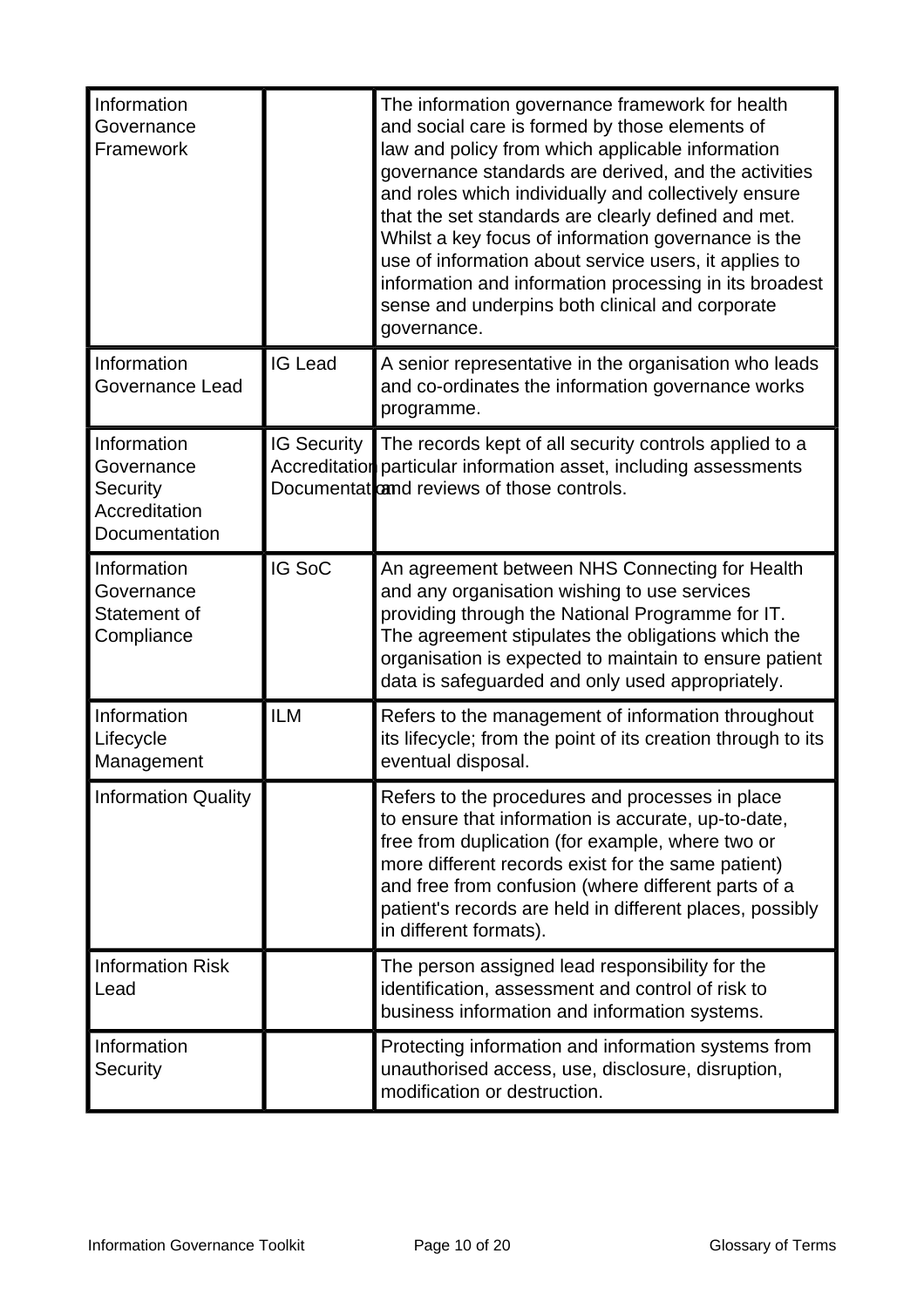| Information Governance Framework | | The information governance framework for health and social care is formed by those elements of law and policy from which applicable information governance standards are derived, and the activities and roles which individually and collectively ensure that the set standards are clearly defined and met. Whilst a key focus of information governance is the use of information about service users, it applies to information and information processing in its broadest sense and underpins both clinical and corporate governance. |
|---|---|---|
| Information Governance Lead | IG Lead | A senior representative in the organisation who leads and co-ordinates the information governance works programme. |
| Information Governance Security Accreditation Documentation | IG Security Accreditation Documentation | The records kept of all security controls applied to a particular information asset, including assessments and reviews of those controls. |
| Information Governance Statement of Compliance | IG SoC | An agreement between NHS Connecting for Health and any organisation wishing to use services providing through the National Programme for IT. The agreement stipulates the obligations which the organisation is expected to maintain to ensure patient data is safeguarded and only used appropriately. |
| Information Lifecycle Management | ILM | Refers to the management of information throughout its lifecycle; from the point of its creation through to its eventual disposal. |
| Information Quality | | Refers to the procedures and processes in place to ensure that information is accurate, up-to-date, free from duplication (for example, where two or more different records exist for the same patient) and free from confusion (where different parts of a patient's records are held in different places, possibly in different formats). |
| Information Risk Lead | | The person assigned lead responsibility for the identification, assessment and control of risk to business information and information systems. |
| Information Security | | Protecting information and information systems from unauthorised access, use, disclosure, disruption, modification or destruction. |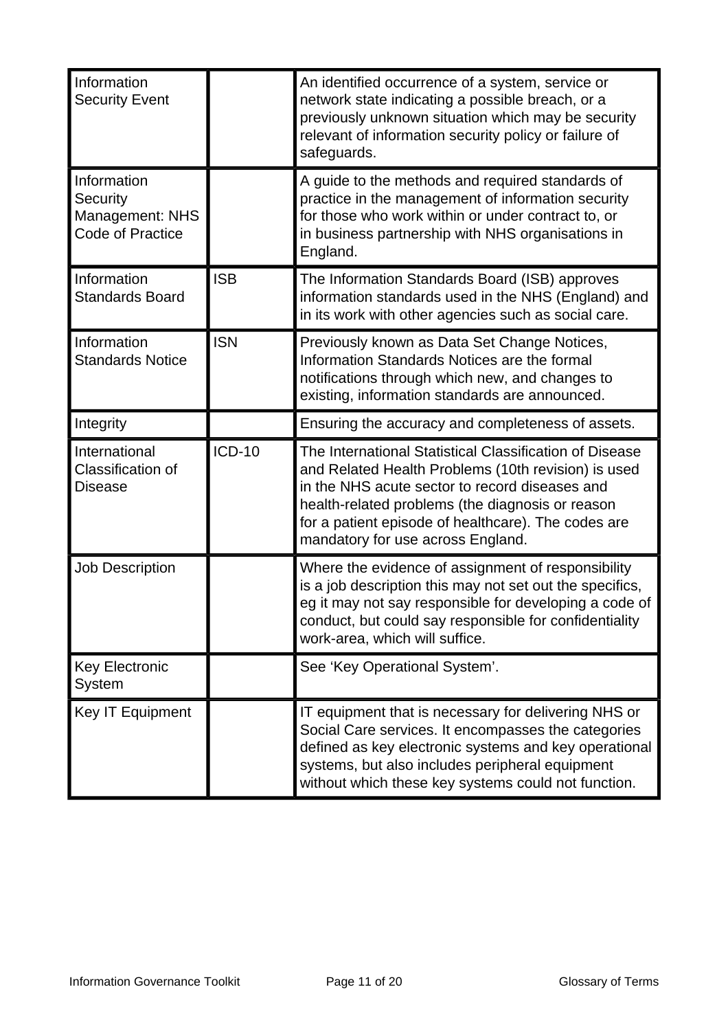| | | |
|---|---|---|
| Information Security Event | | An identified occurrence of a system, service or network state indicating a possible breach, or a previously unknown situation which may be security relevant of information security policy or failure of safeguards. |
| Information Security Management: NHS Code of Practice | | A guide to the methods and required standards of practice in the management of information security for those who work within or under contract to, or in business partnership with NHS organisations in England. |
| Information Standards Board | ISB | The Information Standards Board (ISB) approves information standards used in the NHS (England) and in its work with other agencies such as social care. |
| Information Standards Notice | ISN | Previously known as Data Set Change Notices, Information Standards Notices are the formal notifications through which new, and changes to existing, information standards are announced. |
| Integrity | | Ensuring the accuracy and completeness of assets. |
| International Classification of Disease | ICD-10 | The International Statistical Classification of Disease and Related Health Problems (10th revision) is used in the NHS acute sector to record diseases and health-related problems (the diagnosis or reason for a patient episode of healthcare). The codes are mandatory for use across England. |
| Job Description | | Where the evidence of assignment of responsibility is a job description this may not set out the specifics, eg it may not say responsible for developing a code of conduct, but could say responsible for confidentiality work-area, which will suffice. |
| Key Electronic System | | See 'Key Operational System'. |
| Key IT Equipment | | IT equipment that is necessary for delivering NHS or Social Care services. It encompasses the categories defined as key electronic systems and key operational systems, but also includes peripheral equipment without which these key systems could not function. |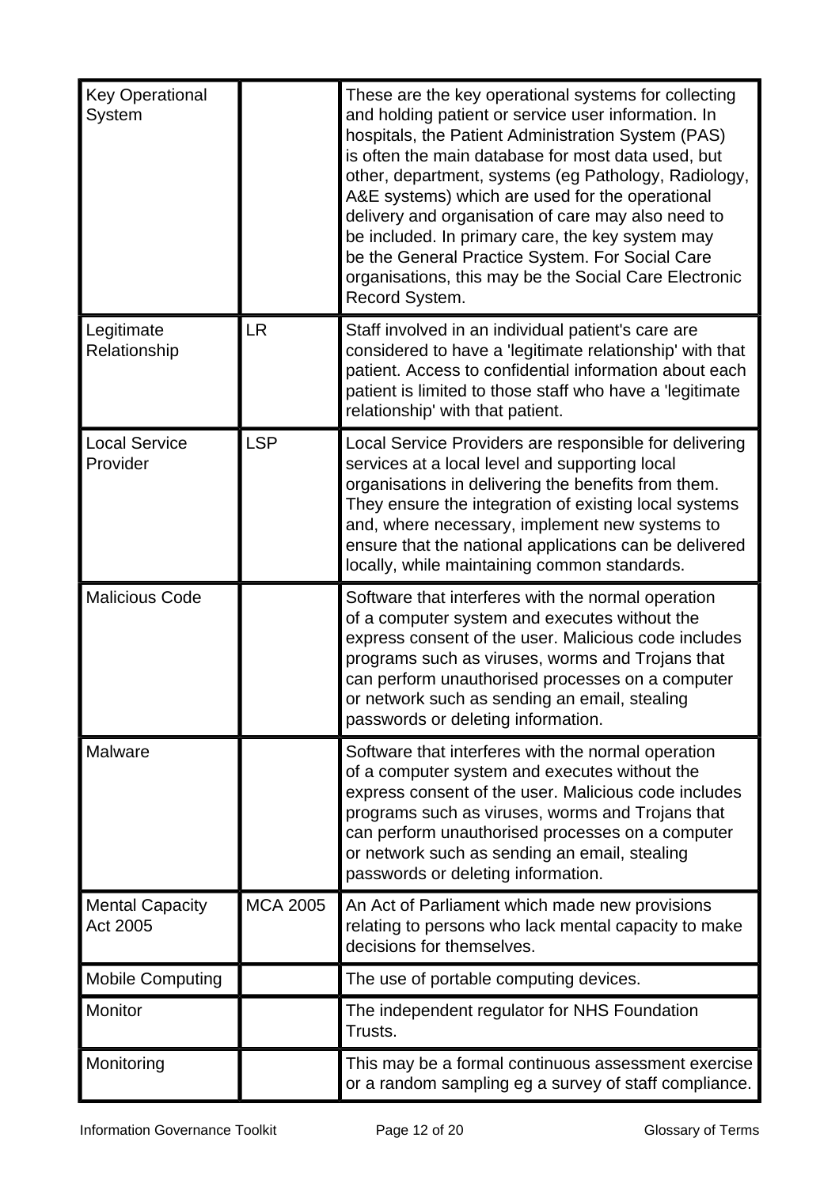| | | |
|---|---|---|
| Key Operational System | | These are the key operational systems for collecting and holding patient or service user information. In hospitals, the Patient Administration System (PAS) is often the main database for most data used, but other, department, systems (eg Pathology, Radiology, A&E systems) which are used for the operational delivery and organisation of care may also need to be included. In primary care, the key system may be the General Practice System. For Social Care organisations, this may be the Social Care Electronic Record System. |
| Legitimate Relationship | LR | Staff involved in an individual patient's care are considered to have a 'legitimate relationship' with that patient. Access to confidential information about each patient is limited to those staff who have a 'legitimate relationship' with that patient. |
| Local Service Provider | LSP | Local Service Providers are responsible for delivering services at a local level and supporting local organisations in delivering the benefits from them. They ensure the integration of existing local systems and, where necessary, implement new systems to ensure that the national applications can be delivered locally, while maintaining common standards. |
| Malicious Code | | Software that interferes with the normal operation of a computer system and executes without the express consent of the user. Malicious code includes programs such as viruses, worms and Trojans that can perform unauthorised processes on a computer or network such as sending an email, stealing passwords or deleting information. |
| Malware | | Software that interferes with the normal operation of a computer system and executes without the express consent of the user. Malicious code includes programs such as viruses, worms and Trojans that can perform unauthorised processes on a computer or network such as sending an email, stealing passwords or deleting information. |
| Mental Capacity Act 2005 | MCA 2005 | An Act of Parliament which made new provisions relating to persons who lack mental capacity to make decisions for themselves. |
| Mobile Computing | | The use of portable computing devices. |
| Monitor | | The independent regulator for NHS Foundation Trusts. |
| Monitoring | | This may be a formal continuous assessment exercise or a random sampling eg a survey of staff compliance. |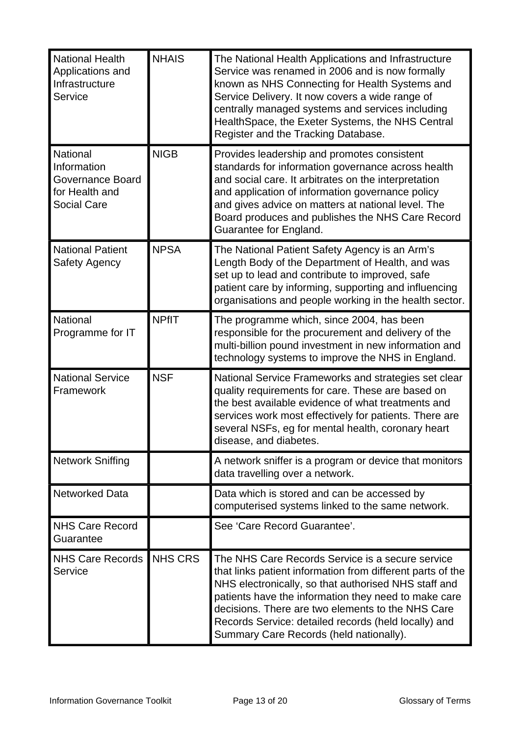| National Health Applications and Infrastructure Service | NHAIS | The National Health Applications and Infrastructure Service was renamed in 2006 and is now formally known as NHS Connecting for Health Systems and Service Delivery. It now covers a wide range of centrally managed systems and services including HealthSpace, the Exeter Systems, the NHS Central Register and the Tracking Database. |
|---|---|---|
| National Information Governance Board for Health and Social Care | NIGB | Provides leadership and promotes consistent standards for information governance across health and social care. It arbitrates on the interpretation and application of information governance policy and gives advice on matters at national level. The Board produces and publishes the NHS Care Record Guarantee for England. |
| National Patient Safety Agency | NPSA | The National Patient Safety Agency is an Arm's Length Body of the Department of Health, and was set up to lead and contribute to improved, safe patient care by informing, supporting and influencing organisations and people working in the health sector. |
| National Programme for IT | NPfIT | The programme which, since 2004, has been responsible for the procurement and delivery of the multi-billion pound investment in new information and technology systems to improve the NHS in England. |
| National Service Framework | NSF | National Service Frameworks and strategies set clear quality requirements for care. These are based on the best available evidence of what treatments and services work most effectively for patients. There are several NSFs, eg for mental health, coronary heart disease, and diabetes. |
| Network Sniffing | | A network sniffer is a program or device that monitors data travelling over a network. |
| Networked Data | | Data which is stored and can be accessed by computerised systems linked to the same network. |
| NHS Care Record Guarantee | | See 'Care Record Guarantee'. |
| NHS Care Records Service | NHS CRS | The NHS Care Records Service is a secure service that links patient information from different parts of the NHS electronically, so that authorised NHS staff and patients have the information they need to make care decisions. There are two elements to the NHS Care Records Service: detailed records (held locally) and Summary Care Records (held nationally). |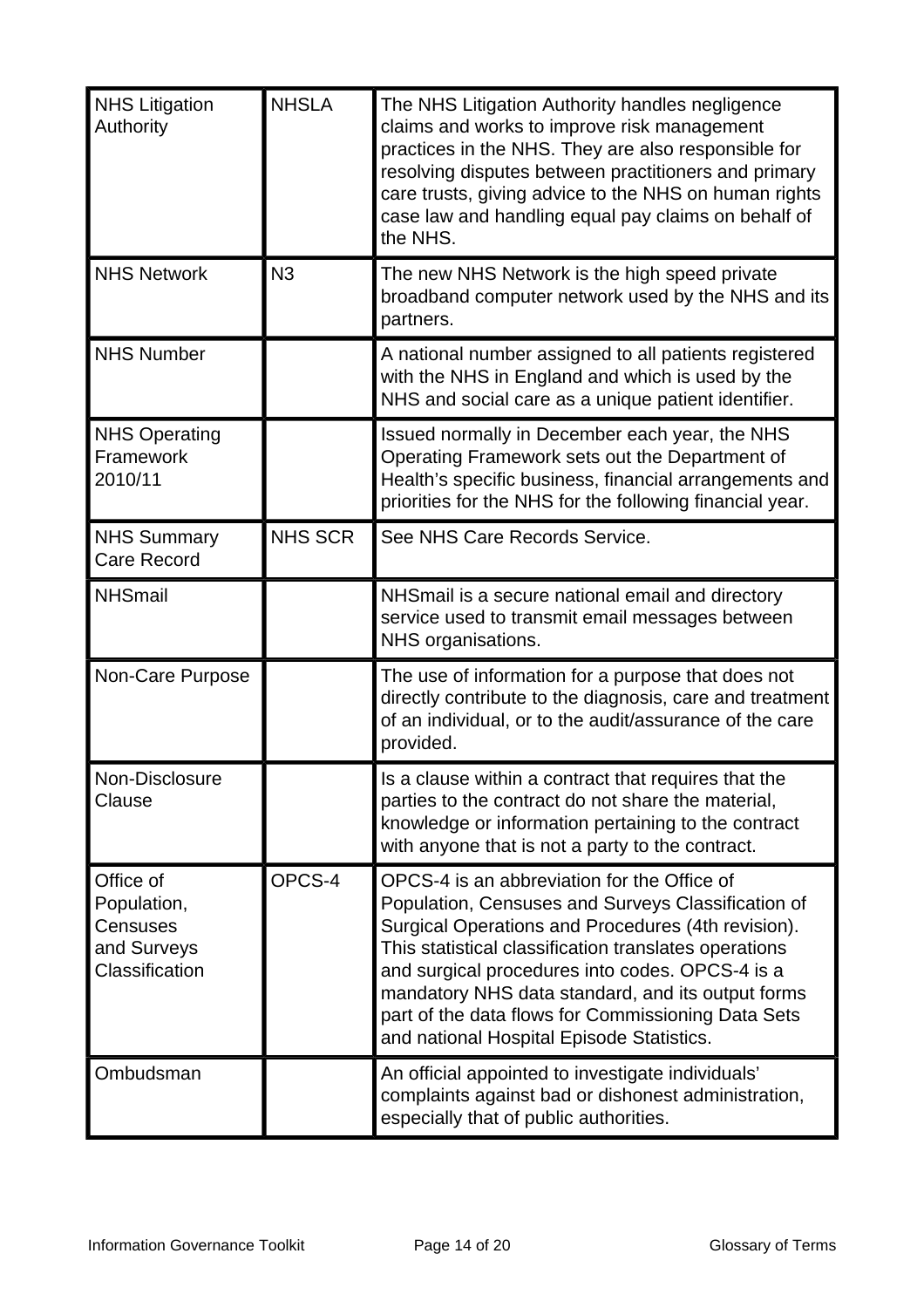| | | |
|---|---|---|
| NHS Litigation Authority | NHSLA | The NHS Litigation Authority handles negligence claims and works to improve risk management practices in the NHS. They are also responsible for resolving disputes between practitioners and primary care trusts, giving advice to the NHS on human rights case law and handling equal pay claims on behalf of the NHS. |
| NHS Network | N3 | The new NHS Network is the high speed private broadband computer network used by the NHS and its partners. |
| NHS Number | | A national number assigned to all patients registered with the NHS in England and which is used by the NHS and social care as a unique patient identifier. |
| NHS Operating Framework 2010/11 | | Issued normally in December each year, the NHS Operating Framework sets out the Department of Health's specific business, financial arrangements and priorities for the NHS for the following financial year. |
| NHS Summary Care Record | NHS SCR | See NHS Care Records Service. |
| NHSmail | | NHSmail is a secure national email and directory service used to transmit email messages between NHS organisations. |
| Non-Care Purpose | | The use of information for a purpose that does not directly contribute to the diagnosis, care and treatment of an individual, or to the audit/assurance of the care provided. |
| Non-Disclosure Clause | | Is a clause within a contract that requires that the parties to the contract do not share the material, knowledge or information pertaining to the contract with anyone that is not a party to the contract. |
| Office of Population, Censuses and Surveys Classification | OPCS-4 | OPCS-4 is an abbreviation for the Office of Population, Censuses and Surveys Classification of Surgical Operations and Procedures (4th revision). This statistical classification translates operations and surgical procedures into codes. OPCS-4 is a mandatory NHS data standard, and its output forms part of the data flows for Commissioning Data Sets and national Hospital Episode Statistics. |
| Ombudsman | | An official appointed to investigate individuals' complaints against bad or dishonest administration, especially that of public authorities. |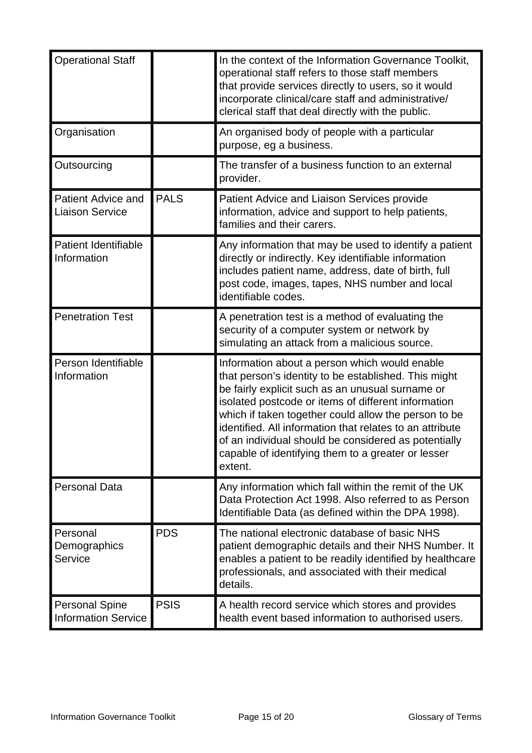| | | |
|---|---|---|
| Operational Staff | | In the context of the Information Governance Toolkit, operational staff refers to those staff members that provide services directly to users, so it would incorporate clinical/care staff and administrative/ clerical staff that deal directly with the public. |
| Organisation | | An organised body of people with a particular purpose, eg a business. |
| Outsourcing | | The transfer of a business function to an external provider. |
| Patient Advice and Liaison Service | PALS | Patient Advice and Liaison Services provide information, advice and support to help patients, families and their carers. |
| Patient Identifiable Information | | Any information that may be used to identify a patient directly or indirectly. Key identifiable information includes patient name, address, date of birth, full post code, images, tapes, NHS number and local identifiable codes. |
| Penetration Test | | A penetration test is a method of evaluating the security of a computer system or network by simulating an attack from a malicious source. |
| Person Identifiable Information | | Information about a person which would enable that person's identity to be established. This might be fairly explicit such as an unusual surname or isolated postcode or items of different information which if taken together could allow the person to be identified. All information that relates to an attribute of an individual should be considered as potentially capable of identifying them to a greater or lesser extent. |
| Personal Data | | Any information which fall within the remit of the UK Data Protection Act 1998. Also referred to as Person Identifiable Data (as defined within the DPA 1998). |
| Personal Demographics Service | PDS | The national electronic database of basic NHS patient demographic details and their NHS Number. It enables a patient to be readily identified by healthcare professionals, and associated with their medical details. |
| Personal Spine Information Service | PSIS | A health record service which stores and provides health event based information to authorised users. |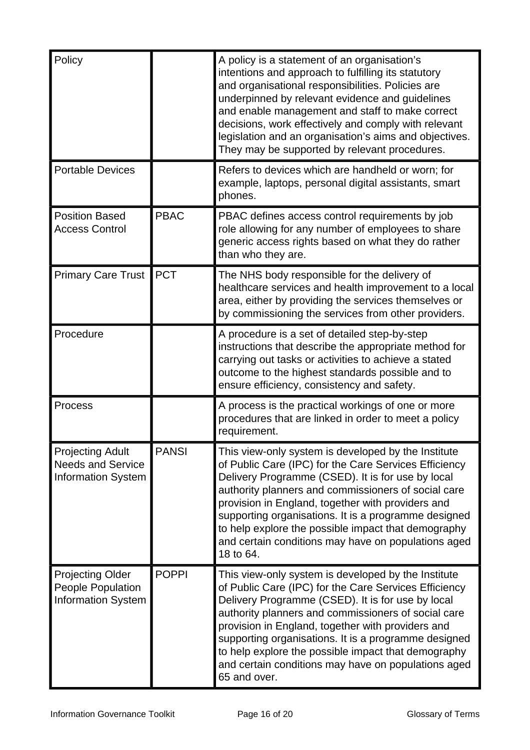| Policy | | A policy is a statement of an organisation's intentions and approach to fulfilling its statutory and organisational responsibilities. Policies are underpinned by relevant evidence and guidelines and enable management and staff to make correct decisions, work effectively and comply with relevant legislation and an organisation's aims and objectives. They may be supported by relevant procedures. |
|---|---|---|
| Portable Devices | | Refers to devices which are handheld or worn; for example, laptops, personal digital assistants, smart phones. |
| Position Based Access Control | PBAC | PBAC defines access control requirements by job role allowing for any number of employees to share generic access rights based on what they do rather than who they are. |
| Primary Care Trust | PCT | The NHS body responsible for the delivery of healthcare services and health improvement to a local area, either by providing the services themselves or by commissioning the services from other providers. |
| Procedure | | A procedure is a set of detailed step-by-step instructions that describe the appropriate method for carrying out tasks or activities to achieve a stated outcome to the highest standards possible and to ensure efficiency, consistency and safety. |
| Process | | A process is the practical workings of one or more procedures that are linked in order to meet a policy requirement. |
| Projecting Adult Needs and Service Information System | PANSI | This view-only system is developed by the Institute of Public Care (IPC) for the Care Services Efficiency Delivery Programme (CSED). It is for use by local authority planners and commissioners of social care provision in England, together with providers and supporting organisations. It is a programme designed to help explore the possible impact that demography and certain conditions may have on populations aged 18 to 64. |
| Projecting Older People Population Information System | POPPI | This view-only system is developed by the Institute of Public Care (IPC) for the Care Services Efficiency Delivery Programme (CSED). It is for use by local authority planners and commissioners of social care provision in England, together with providers and supporting organisations. It is a programme designed to help explore the possible impact that demography and certain conditions may have on populations aged 65 and over. |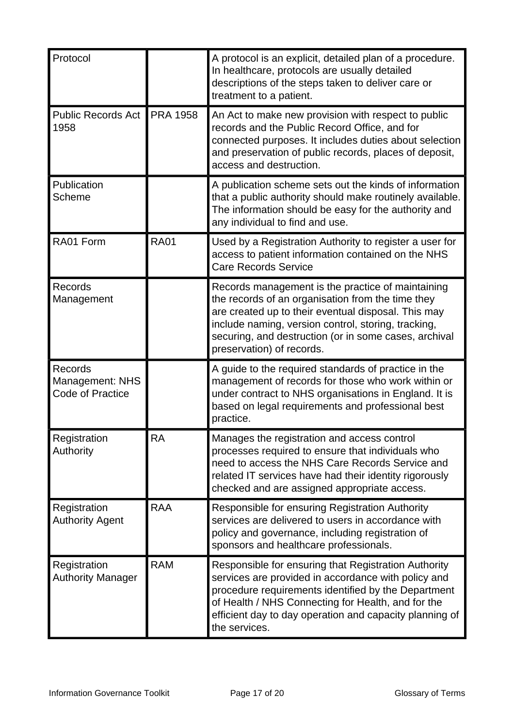| | | |
|---|---|---|
| Protocol | | A protocol is an explicit, detailed plan of a procedure. In healthcare, protocols are usually detailed descriptions of the steps taken to deliver care or treatment to a patient. |
| Public Records Act 1958 | PRA 1958 | An Act to make new provision with respect to public records and the Public Record Office, and for connected purposes. It includes duties about selection and preservation of public records, places of deposit, access and destruction. |
| Publication Scheme | | A publication scheme sets out the kinds of information that a public authority should make routinely available. The information should be easy for the authority and any individual to find and use. |
| RA01 Form | RA01 | Used by a Registration Authority to register a user for access to patient information contained on the NHS Care Records Service |
| Records Management | | Records management is the practice of maintaining the records of an organisation from the time they are created up to their eventual disposal. This may include naming, version control, storing, tracking, securing, and destruction (or in some cases, archival preservation) of records. |
| Records Management: NHS Code of Practice | | A guide to the required standards of practice in the management of records for those who work within or under contract to NHS organisations in England. It is based on legal requirements and professional best practice. |
| Registration Authority | RA | Manages the registration and access control processes required to ensure that individuals who need to access the NHS Care Records Service and related IT services have had their identity rigorously checked and are assigned appropriate access. |
| Registration Authority Agent | RAA | Responsible for ensuring Registration Authority services are delivered to users in accordance with policy and governance, including registration of sponsors and healthcare professionals. |
| Registration Authority Manager | RAM | Responsible for ensuring that Registration Authority services are provided in accordance with policy and procedure requirements identified by the Department of Health / NHS Connecting for Health, and for the efficient day to day operation and capacity planning of the services. |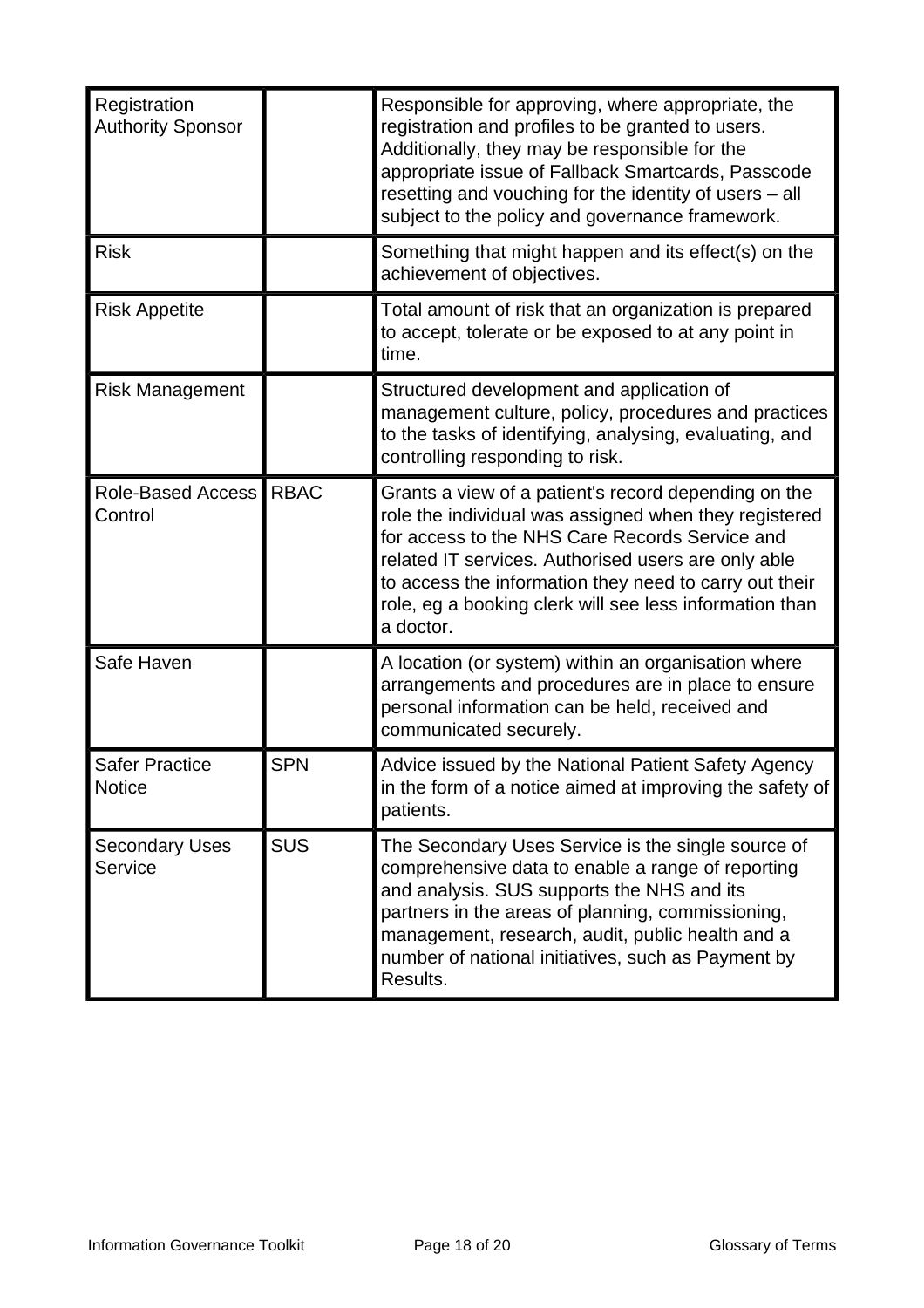| | | |
|---|---|---|
| Registration Authority Sponsor | | Responsible for approving, where appropriate, the registration and profiles to be granted to users. Additionally, they may be responsible for the appropriate issue of Fallback Smartcards, Passcode resetting and vouching for the identity of users – all subject to the policy and governance framework. |
| Risk | | Something that might happen and its effect(s) on the achievement of objectives. |
| Risk Appetite | | Total amount of risk that an organization is prepared to accept, tolerate or be exposed to at any point in time. |
| Risk Management | | Structured development and application of management culture, policy, procedures and practices to the tasks of identifying, analysing, evaluating, and controlling responding to risk. |
| Role-Based Access Control | RBAC | Grants a view of a patient's record depending on the role the individual was assigned when they registered for access to the NHS Care Records Service and related IT services. Authorised users are only able to access the information they need to carry out their role, eg a booking clerk will see less information than a doctor. |
| Safe Haven | | A location (or system) within an organisation where arrangements and procedures are in place to ensure personal information can be held, received and communicated securely. |
| Safer Practice Notice | SPN | Advice issued by the National Patient Safety Agency in the form of a notice aimed at improving the safety of patients. |
| Secondary Uses Service | SUS | The Secondary Uses Service is the single source of comprehensive data to enable a range of reporting and analysis. SUS supports the NHS and its partners in the areas of planning, commissioning, management, research, audit, public health and a number of national initiatives, such as Payment by Results. |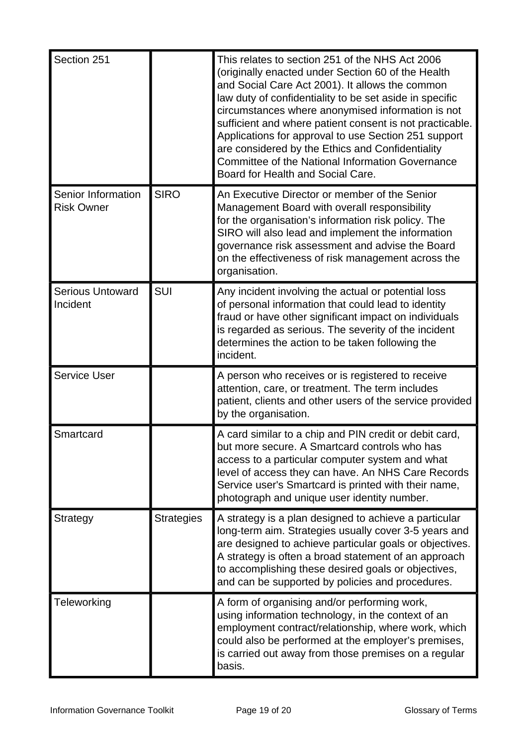| | | |
|---|---|---|
| Section 251 | | This relates to section 251 of the NHS Act 2006 (originally enacted under Section 60 of the Health and Social Care Act 2001). It allows the common law duty of confidentiality to be set aside in specific circumstances where anonymised information is not sufficient and where patient consent is not practicable. Applications for approval to use Section 251 support are considered by the Ethics and Confidentiality Committee of the National Information Governance Board for Health and Social Care. |
| Senior Information Risk Owner | SIRO | An Executive Director or member of the Senior Management Board with overall responsibility for the organisation's information risk policy. The SIRO will also lead and implement the information governance risk assessment and advise the Board on the effectiveness of risk management across the organisation. |
| Serious Untoward Incident | SUI | Any incident involving the actual or potential loss of personal information that could lead to identity fraud or have other significant impact on individuals is regarded as serious. The severity of the incident determines the action to be taken following the incident. |
| Service User | | A person who receives or is registered to receive attention, care, or treatment. The term includes patient, clients and other users of the service provided by the organisation. |
| Smartcard | | A card similar to a chip and PIN credit or debit card, but more secure. A Smartcard controls who has access to a particular computer system and what level of access they can have. An NHS Care Records Service user's Smartcard is printed with their name, photograph and unique user identity number. |
| Strategy | Strategies | A strategy is a plan designed to achieve a particular long-term aim. Strategies usually cover 3-5 years and are designed to achieve particular goals or objectives. A strategy is often a broad statement of an approach to accomplishing these desired goals or objectives, and can be supported by policies and procedures. |
| Teleworking | | A form of organising and/or performing work, using information technology, in the context of an employment contract/relationship, where work, which could also be performed at the employer's premises, is carried out away from those premises on a regular basis. |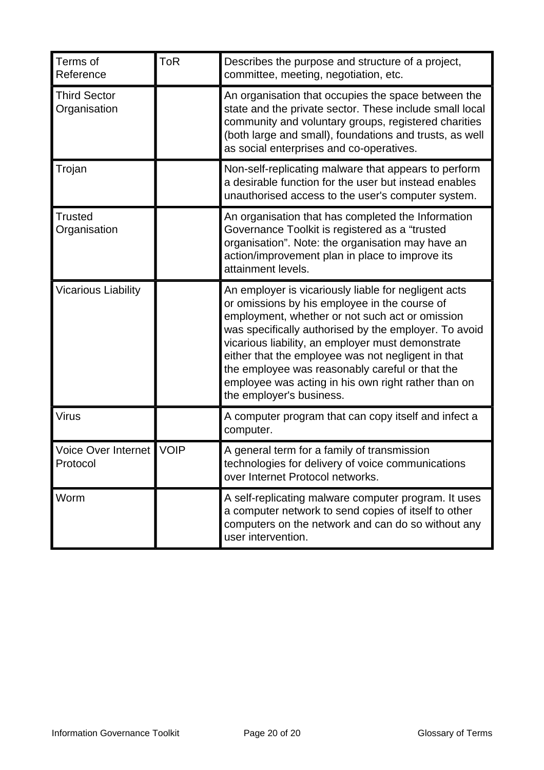| | | |
|---|---|---|
| Terms of Reference | ToR | Describes the purpose and structure of a project, committee, meeting, negotiation, etc. |
| Third Sector Organisation | | An organisation that occupies the space between the state and the private sector. These include small local community and voluntary groups, registered charities (both large and small), foundations and trusts, as well as social enterprises and co-operatives. |
| Trojan | | Non-self-replicating malware that appears to perform a desirable function for the user but instead enables unauthorised access to the user's computer system. |
| Trusted Organisation | | An organisation that has completed the Information Governance Toolkit is registered as a “trusted organisation”. Note: the organisation may have an action/improvement plan in place to improve its attainment levels. |
| Vicarious Liability | | An employer is vicariously liable for negligent acts or omissions by his employee in the course of employment, whether or not such act or omission was specifically authorised by the employer. To avoid vicarious liability, an employer must demonstrate either that the employee was not negligent in that the employee was reasonably careful or that the employee was acting in his own right rather than on the employer's business. |
| Virus | | A computer program that can copy itself and infect a computer. |
| Voice Over Internet Protocol | VOIP | A general term for a family of transmission technologies for delivery of voice communications over Internet Protocol networks. |
| Worm | | A self-replicating malware computer program. It uses a computer network to send copies of itself to other computers on the network and can do so without any user intervention. |